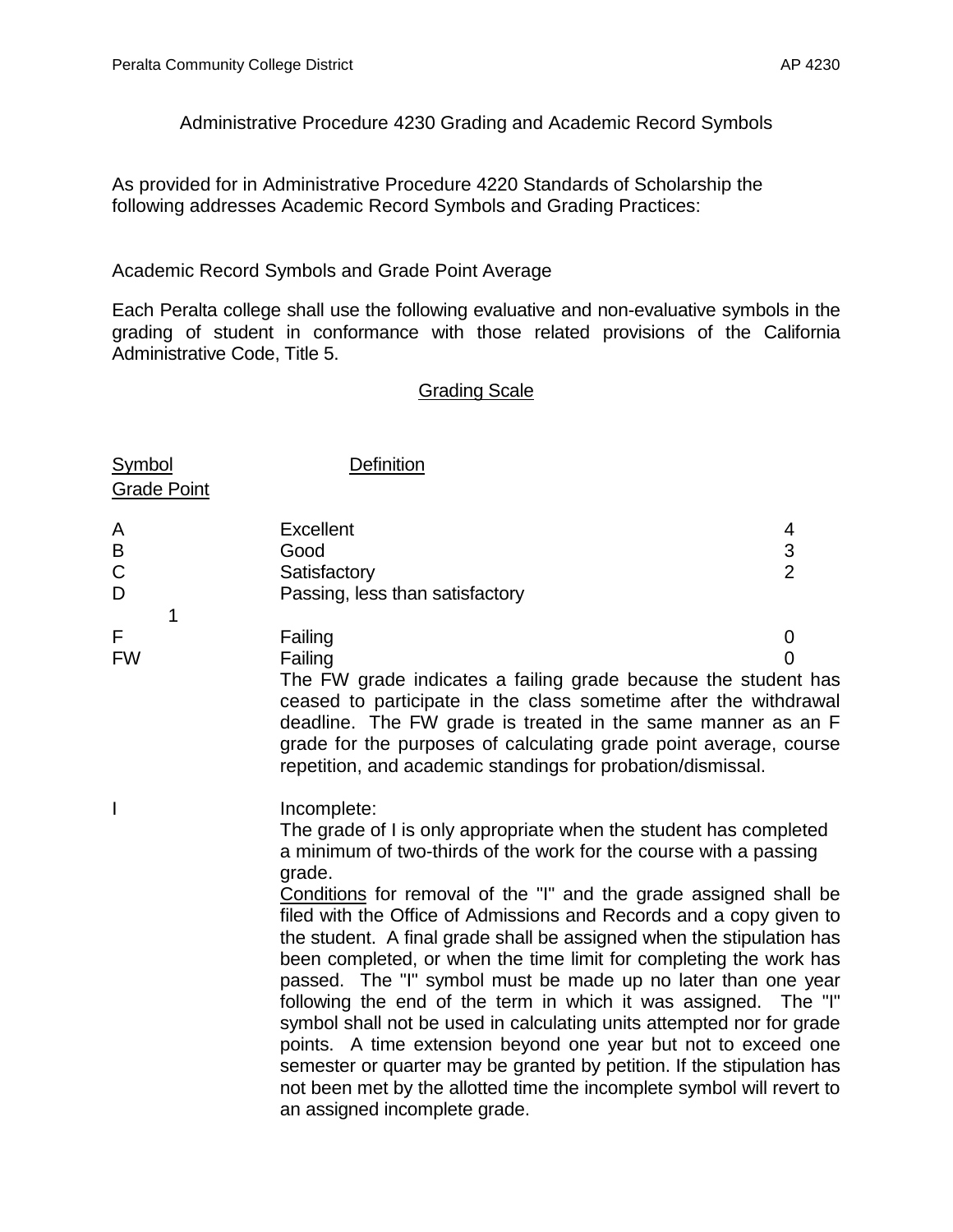# Administrative Procedure 4230 Grading and Academic Record Symbols

As provided for in Administrative Procedure 4220 Standards of Scholarship the following addresses Academic Record Symbols and Grading Practices:

## Academic Record Symbols and Grade Point Average

Each Peralta college shall use the following evaluative and non-evaluative symbols in the grading of student in conformance with those related provisions of the California Administrative Code, Title 5.

### Grading Scale

| Symbol | Definition | Grade Point |
|---|---|---|
| A | Excellent | 4 |
| B | Good | 3 |
| C | Satisfactory | 2 |
| D | Passing, less than satisfactory | 1 |
| F | Failing | 0 |
| FW | Failing<br>The FW grade indicates a failing grade because the student has ceased to participate in the class sometime after the withdrawal deadline. The FW grade is treated in the same manner as an F grade for the purposes of calculating grade point average, course repetition, and academic standings for probation/dismissal. | 0 |
| I | Incomplete:<br>The grade of I is only appropriate when the student has completed a minimum of two-thirds of the work for the course with a passing grade.<br>Conditions for removal of the "I" and the grade assigned shall be filed with the Office of Admissions and Records and a copy given to the student. A final grade shall be assigned when the stipulation has been completed, or when the time limit for completing the work has passed. The "I" symbol must be made up no later than one year following the end of the term in which it was assigned. The "I" symbol shall not be used in calculating units attempted nor for grade points. A time extension beyond one year but not to exceed one semester or quarter may be granted by petition. If the stipulation has not been met by the allotted time the incomplete symbol will revert to an assigned incomplete grade. | |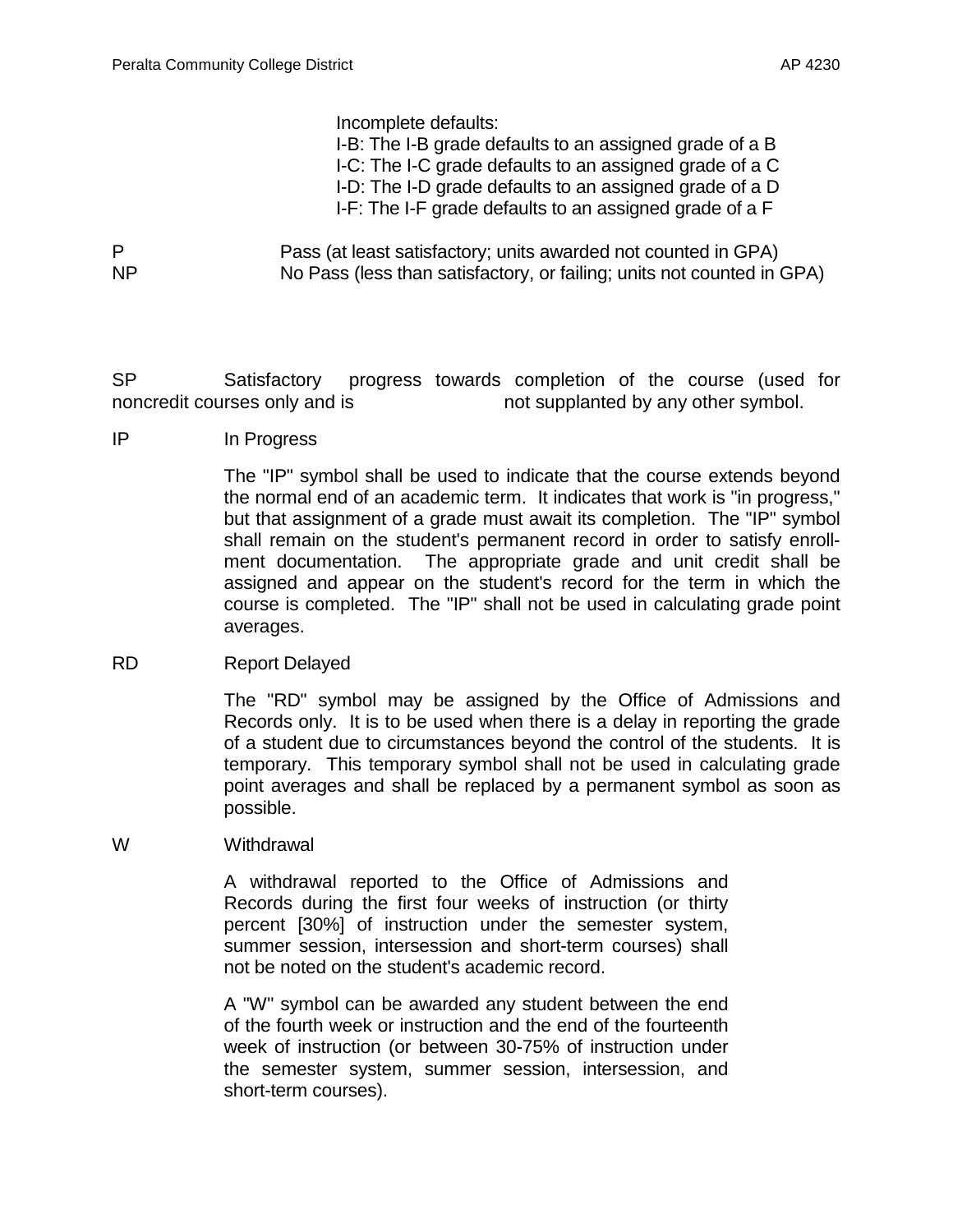Incomplete defaults:
I-B: The I-B grade defaults to an assigned grade of a B
I-C: The I-C grade defaults to an assigned grade of a C
I-D: The I-D grade defaults to an assigned grade of a D
I-F: The I-F grade defaults to an assigned grade of a F

P Pass (at least satisfactory; units awarded not counted in GPA)
NP No Pass (less than satisfactory, or failing; units not counted in GPA)

SP Satisfactory progress towards completion of the course (used for noncredit courses only and is not supplanted by any other symbol.

IP In Progress

The "IP" symbol shall be used to indicate that the course extends beyond the normal end of an academic term. It indicates that work is "in progress," but that assignment of a grade must await its completion. The "IP" symbol shall remain on the student's permanent record in order to satisfy enrollment documentation. The appropriate grade and unit credit shall be assigned and appear on the student's record for the term in which the course is completed. The "IP" shall not be used in calculating grade point averages.

RD Report Delayed

The "RD" symbol may be assigned by the Office of Admissions and Records only. It is to be used when there is a delay in reporting the grade of a student due to circumstances beyond the control of the students. It is temporary. This temporary symbol shall not be used in calculating grade point averages and shall be replaced by a permanent symbol as soon as possible.

W Withdrawal

A withdrawal reported to the Office of Admissions and Records during the first four weeks of instruction (or thirty percent [30%] of instruction under the semester system, summer session, intersession and short-term courses) shall not be noted on the student's academic record.

A "W" symbol can be awarded any student between the end of the fourth week or instruction and the end of the fourteenth week of instruction (or between 30-75% of instruction under the semester system, summer session, intersession, and short-term courses).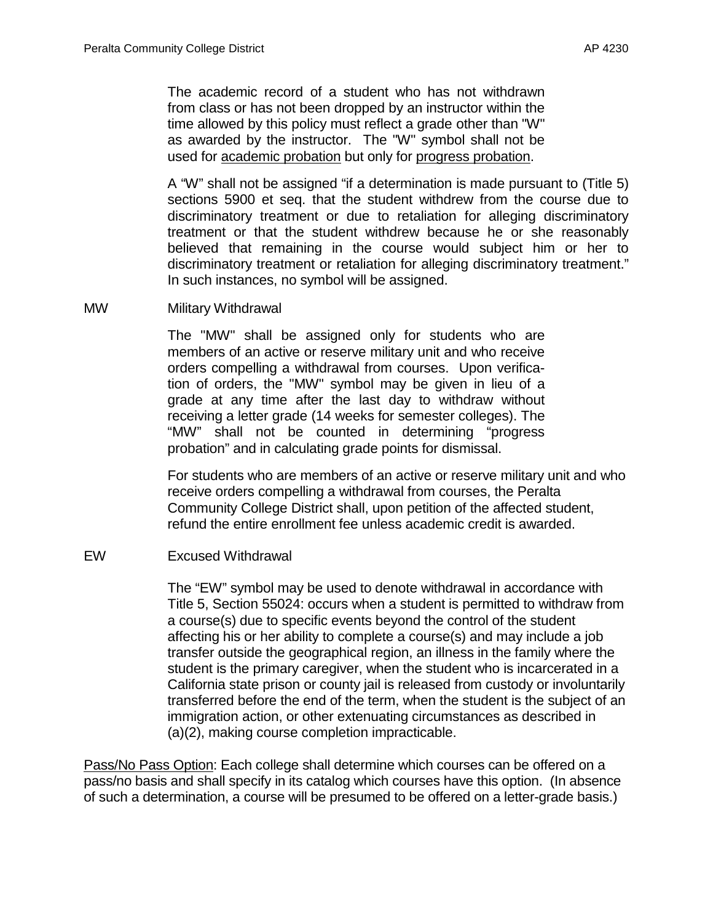The academic record of a student who has not withdrawn from class or has not been dropped by an instructor within the time allowed by this policy must reflect a grade other than "W" as awarded by the instructor. The "W" symbol shall not be used for academic probation but only for progress probation.

A “W” shall not be assigned “if a determination is made pursuant to (Title 5) sections 5900 et seq. that the student withdrew from the course due to discriminatory treatment or due to retaliation for alleging discriminatory treatment or that the student withdrew because he or she reasonably believed that remaining in the course would subject him or her to discriminatory treatment or retaliation for alleging discriminatory treatment.” In such instances, no symbol will be assigned.

MW Military Withdrawal

The "MW" shall be assigned only for students who are members of an active or reserve military unit and who receive orders compelling a withdrawal from courses. Upon verification of orders, the "MW" symbol may be given in lieu of a grade at any time after the last day to withdraw without receiving a letter grade (14 weeks for semester colleges). The “MW” shall not be counted in determining “progress probation” and in calculating grade points for dismissal.

For students who are members of an active or reserve military unit and who receive orders compelling a withdrawal from courses, the Peralta Community College District shall, upon petition of the affected student, refund the entire enrollment fee unless academic credit is awarded.

EW Excused Withdrawal

The “EW” symbol may be used to denote withdrawal in accordance with Title 5, Section 55024: occurs when a student is permitted to withdraw from a course(s) due to specific events beyond the control of the student affecting his or her ability to complete a course(s) and may include a job transfer outside the geographical region, an illness in the family where the student is the primary caregiver, when the student who is incarcerated in a California state prison or county jail is released from custody or involuntarily transferred before the end of the term, when the student is the subject of an immigration action, or other extenuating circumstances as described in (a)(2), making course completion impracticable.

Pass/No Pass Option: Each college shall determine which courses can be offered on a pass/no basis and shall specify in its catalog which courses have this option. (In absence of such a determination, a course will be presumed to be offered on a letter-grade basis.)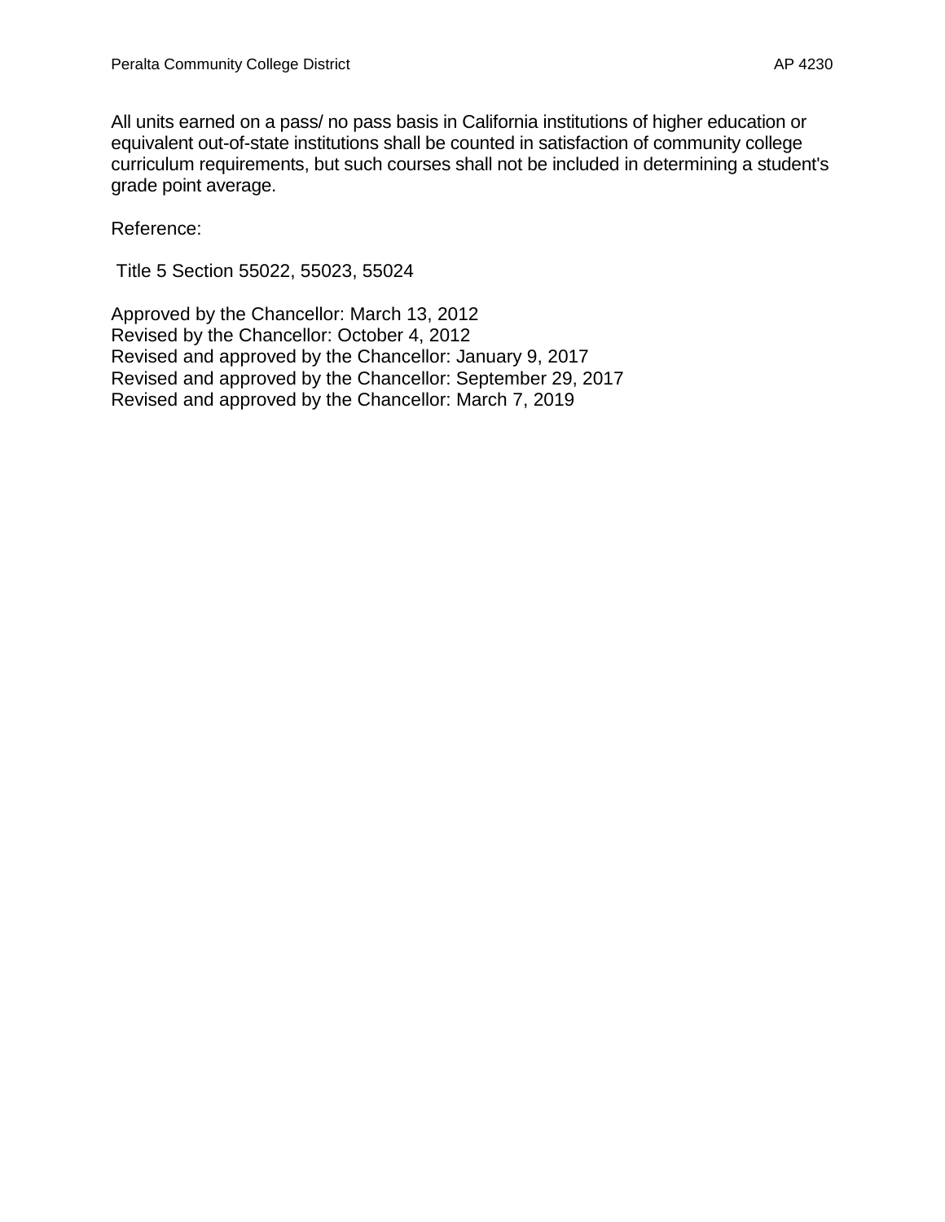All units earned on a pass/ no pass basis in California institutions of higher education or equivalent out-of-state institutions shall be counted in satisfaction of community college curriculum requirements, but such courses shall not be included in determining a student's grade point average.

Reference:

Title 5 Section 55022, 55023, 55024

Approved by the Chancellor: March 13, 2012
Revised by the Chancellor: October 4, 2012
Revised and approved by the Chancellor: January 9, 2017
Revised and approved by the Chancellor: September 29, 2017
Revised and approved by the Chancellor: March 7, 2019